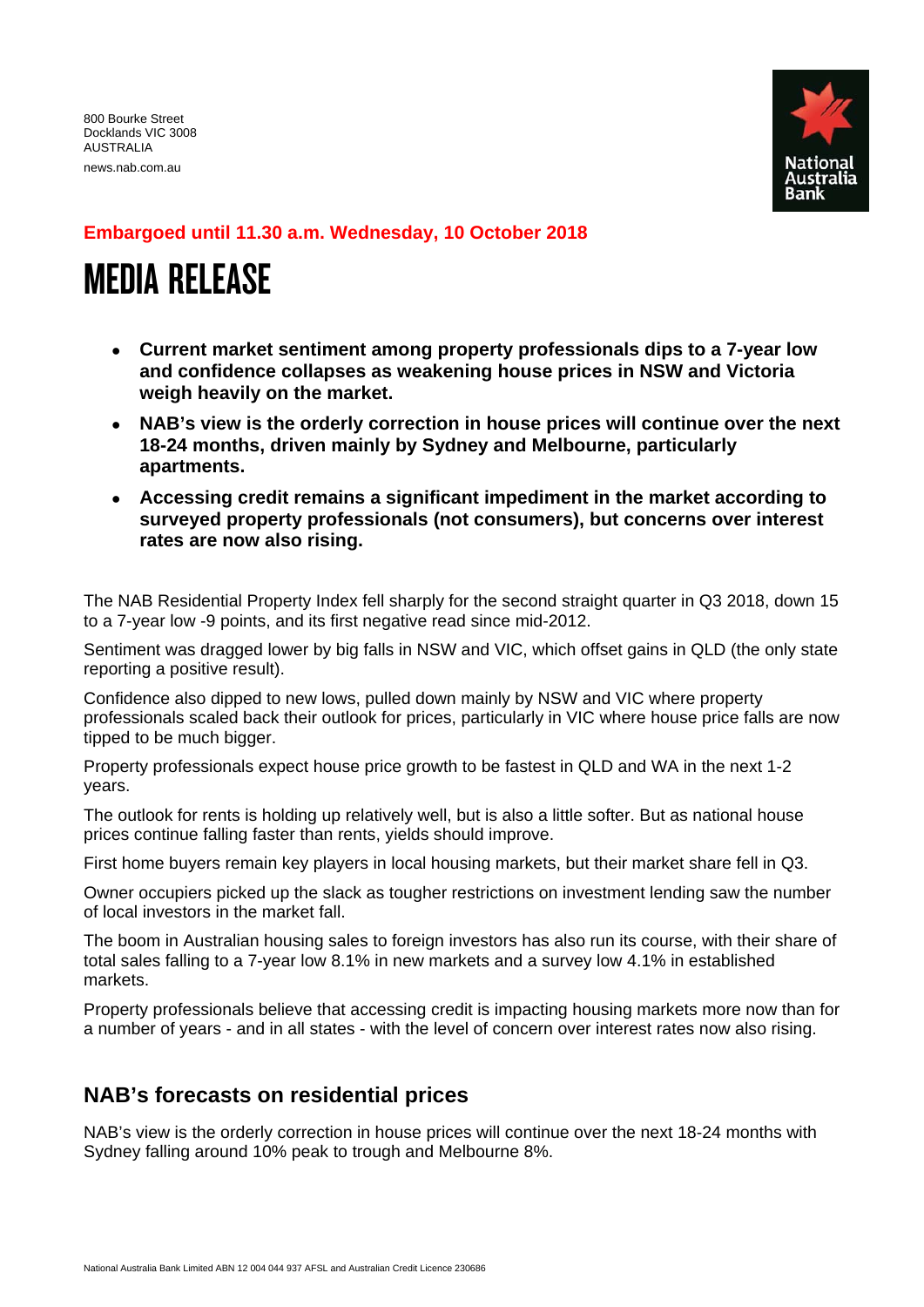800 Bourke Street
Docklands VIC 3008
AUSTRALIA
news.nab.com.au

**Embargoed until 11.30 a.m. Wednesday, 10 October 2018**

# MEDIA RELEASE

- **Current market sentiment among property professionals dips to a 7-year low and confidence collapses as weakening house prices in NSW and Victoria weigh heavily on the market.**
- **NAB's view is the orderly correction in house prices will continue over the next 18-24 months, driven mainly by Sydney and Melbourne, particularly apartments.**
- **Accessing credit remains a significant impediment in the market according to surveyed property professionals (not consumers), but concerns over interest rates are now also rising.**

The NAB Residential Property Index fell sharply for the second straight quarter in Q3 2018, down 15 to a 7-year low -9 points, and its first negative read since mid-2012.

Sentiment was dragged lower by big falls in NSW and VIC, which offset gains in QLD (the only state reporting a positive result).

Confidence also dipped to new lows, pulled down mainly by NSW and VIC where property professionals scaled back their outlook for prices, particularly in VIC where house price falls are now tipped to be much bigger.

Property professionals expect house price growth to be fastest in QLD and WA in the next 1-2 years.

The outlook for rents is holding up relatively well, but is also a little softer. But as national house prices continue falling faster than rents, yields should improve.

First home buyers remain key players in local housing markets, but their market share fell in Q3.

Owner occupiers picked up the slack as tougher restrictions on investment lending saw the number of local investors in the market fall.

The boom in Australian housing sales to foreign investors has also run its course, with their share of total sales falling to a 7-year low 8.1% in new markets and a survey low 4.1% in established markets.

Property professionals believe that accessing credit is impacting housing markets more now than for a number of years - and in all states - with the level of concern over interest rates now also rising.

## NAB's forecasts on residential prices

NAB's view is the orderly correction in house prices will continue over the next 18-24 months with Sydney falling around 10% peak to trough and Melbourne 8%.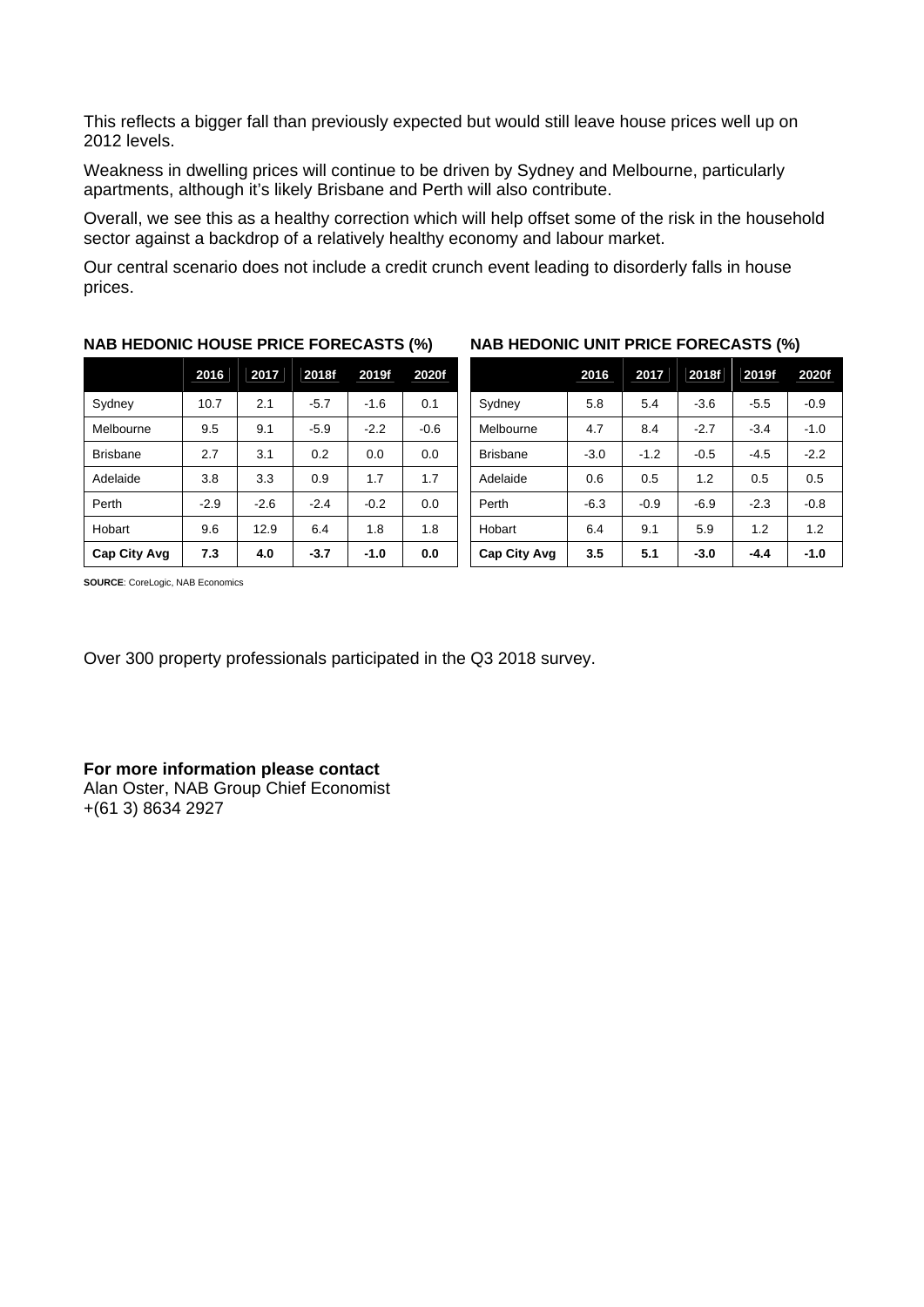This reflects a bigger fall than previously expected but would still leave house prices well up on 2012 levels.

Weakness in dwelling prices will continue to be driven by Sydney and Melbourne, particularly apartments, although it's likely Brisbane and Perth will also contribute.

Overall, we see this as a healthy correction which will help offset some of the risk in the household sector against a backdrop of a relatively healthy economy and labour market.

Our central scenario does not include a credit crunch event leading to disorderly falls in house prices.

**NAB HEDONIC HOUSE PRICE FORECASTS (%)**

| | 2016 | 2017 | 2018f | 2019f | 2020f |
|---|---|---|---|---|---|
| Sydney | 10.7 | 2.1 | -5.7 | -1.6 | 0.1 |
| Melbourne | 9.5 | 9.1 | -5.9 | -2.2 | -0.6 |
| Brisbane | 2.7 | 3.1 | 0.2 | 0.0 | 0.0 |
| Adelaide | 3.8 | 3.3 | 0.9 | 1.7 | 1.7 |
| Perth | -2.9 | -2.6 | -2.4 | -0.2 | 0.0 |
| Hobart | 9.6 | 12.9 | 6.4 | 1.8 | 1.8 |
| **Cap City Avg** | **7.3** | **4.0** | **-3.7** | **-1.0** | **0.0** |

**NAB HEDONIC UNIT PRICE FORECASTS (%)**

| | 2016 | 2017 | 2018f | 2019f | 2020f |
|---|---|---|---|---|---|
| Sydney | 5.8 | 5.4 | -3.6 | -5.5 | -0.9 |
| Melbourne | 4.7 | 8.4 | -2.7 | -3.4 | -1.0 |
| Brisbane | -3.0 | -1.2 | -0.5 | -4.5 | -2.2 |
| Adelaide | 0.6 | 0.5 | 1.2 | 0.5 | 0.5 |
| Perth | -6.3 | -0.9 | -6.9 | -2.3 | -0.8 |
| Hobart | 6.4 | 9.1 | 5.9 | 1.2 | 1.2 |
| **Cap City Avg** | **3.5** | **5.1** | **-3.0** | **-4.4** | **-1.0** |

**SOURCE**: CoreLogic, NAB Economics

Over 300 property professionals participated in the Q3 2018 survey.

**For more information please contact**
Alan Oster, NAB Group Chief Economist
+(61 3) 8634 2927